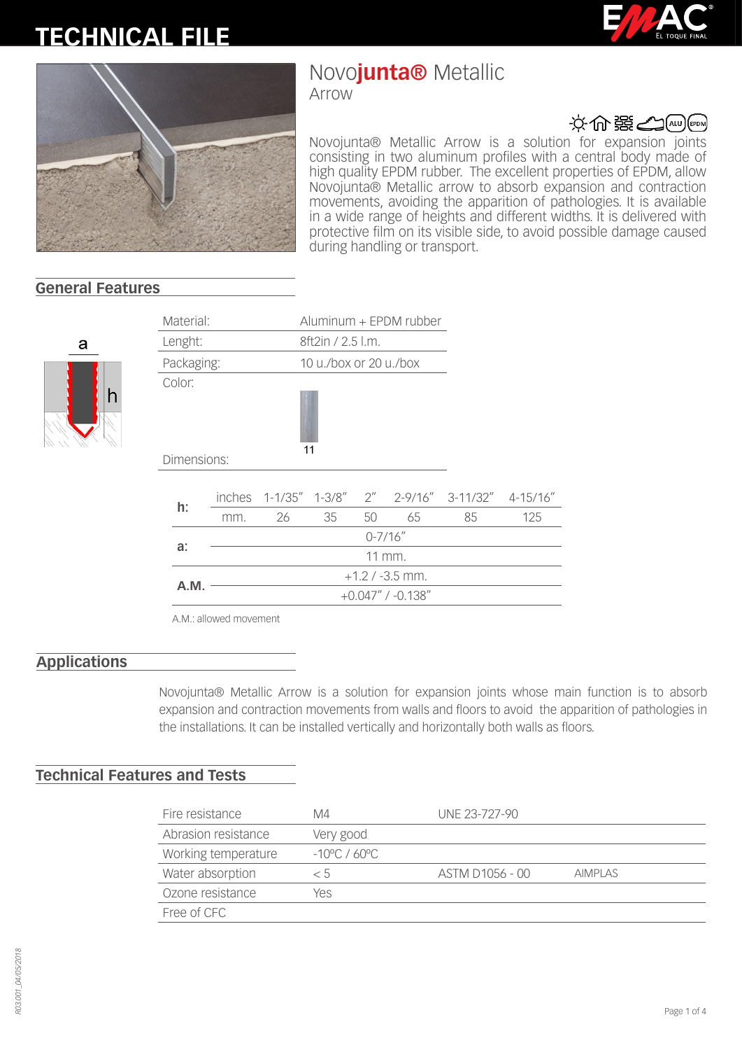# TECHNICAL FILE

## Novojunta® Metallic
### Arrow

Novojunta® Metallic Arrow is a solution for expansion joints consisting in two aluminum profiles with a central body made of high quality EPDM rubber. The excellent properties of EPDM, allow Novojunta® Metallic arrow to absorb expansion and contraction movements, avoiding the apparition of pathologies. It is available in a wide range of heights and different widths. It is delivered with protective film on its visible side, to avoid possible damage caused during handling or transport.

## General Features

| | |
|---|---|
| Material: | Aluminum + EPDM rubber |
| Lenght: | 8ft2in / 2.5 l.m. |
| Packaging: | 10 u./box or 20 u./box |
| Color: | 11 |
| Dimensions: | |

| | | | | | | | |
|---|---|---|---|---|---|---|---|
| **h:** | inches | 1-1/35″ | 1-3/8″ | 2″ | 2-9/16″ | 3-11/32″ | 4-15/16″ |
| | mm. | 26 | 35 | 50 | 65 | 85 | 125 |
| **a:** | 0-7/16″ | | | | | | |
| | 11 mm. | | | | | | |
| **A.M.** | +1.2 / -3.5 mm. | | | | | | |
| | +0.047″ / -0.138″ | | | | | | |

A.M.: allowed movement

## Applications

Novojunta® Metallic Arrow is a solution for expansion joints whose main function is to absorb expansion and contraction movements from walls and floors to avoid the apparition of pathologies in the installations. It can be installed vertically and horizontally both walls as floors.

## Technical Features and Tests

| | | | |
|---|---|---|---|
| Fire resistance | M4 | UNE 23-727-90 | |
| Abrasion resistance | Very good | | |
| Working temperature | -10ºC / 60ºC | | |
| Water absorption | < 5 | ASTM D1056 - 00 | AIMPLAS |
| Ozone resistance | Yes | | |
| Free of CFC | | | |

R03.001_04/05/2018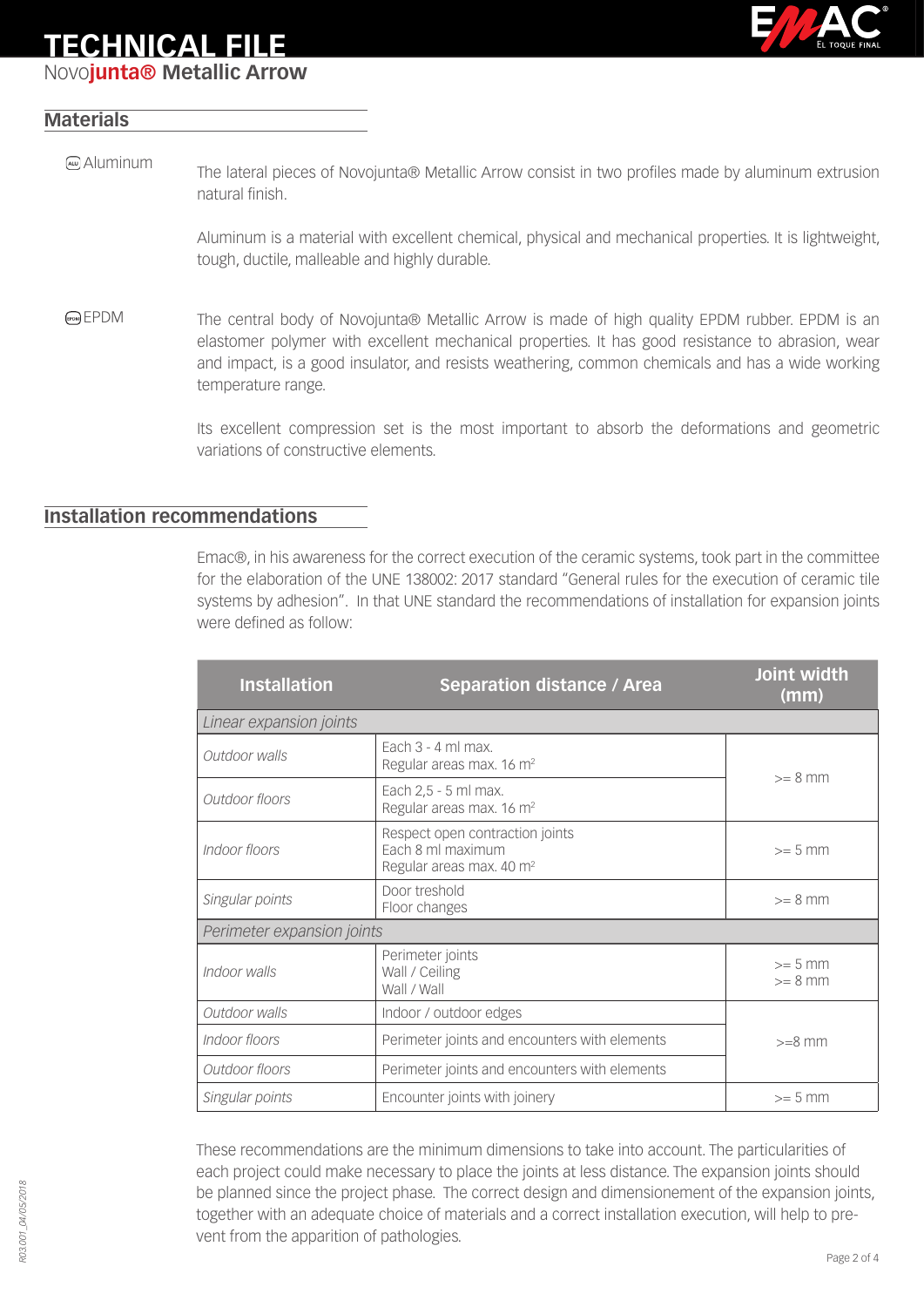# TECHNICAL FILE

## Novojunta® Metallic Arrow

### Materials

Aluminum

The lateral pieces of Novojunta® Metallic Arrow consist in two profiles made by aluminum extrusion natural finish.

Aluminum is a material with excellent chemical, physical and mechanical properties. It is lightweight, tough, ductile, malleable and highly durable.

EPDM

The central body of Novojunta® Metallic Arrow is made of high quality EPDM rubber. EPDM is an elastomer polymer with excellent mechanical properties. It has good resistance to abrasion, wear and impact, is a good insulator, and resists weathering, common chemicals and has a wide working temperature range.

Its excellent compression set is the most important to absorb the deformations and geometric variations of constructive elements.

### Installation recommendations

Emac®, in his awareness for the correct execution of the ceramic systems, took part in the committee for the elaboration of the UNE 138002: 2017 standard "General rules for the execution of ceramic tile systems by adhesion". In that UNE standard the recommendations of installation for expansion joints were defined as follow:

| Installation | Separation distance / Area | Joint width (mm) |
|---|---|---|
| *Linear expansion joints* | | |
| *Outdoor walls* | Each 3 - 4 ml max.<br>Regular areas max. 16 m² | >= 8 mm |
| *Outdoor floors* | Each 2,5 - 5 ml max.<br>Regular areas max. 16 m² | >= 8 mm |
| *Indoor floors* | Respect open contraction joints<br>Each 8 ml maximum<br>Regular areas max. 40 m² | >= 5 mm |
| *Singular points* | Door treshold<br>Floor changes | >= 8 mm |
| *Perimeter expansion joints* | | |
| *Indoor walls* | Perimeter joints<br>Wall / Ceiling<br>Wall / Wall | >= 5 mm<br>>= 8 mm |
| *Outdoor walls* | Indoor / outdoor edges | >=8 mm |
| *Indoor floors* | Perimeter joints and encounters with elements | >=8 mm |
| *Outdoor floors* | Perimeter joints and encounters with elements | >=8 mm |
| *Singular points* | Encounter joints with joinery | >= 5 mm |

These recommendations are the minimum dimensions to take into account. The particularities of each project could make necessary to place the joints at less distance. The expansion joints should be planned since the project phase. The correct design and dimensionement of the expansion joints, together with an adequate choice of materials and a correct installation execution, will help to prevent from the apparition of pathologies.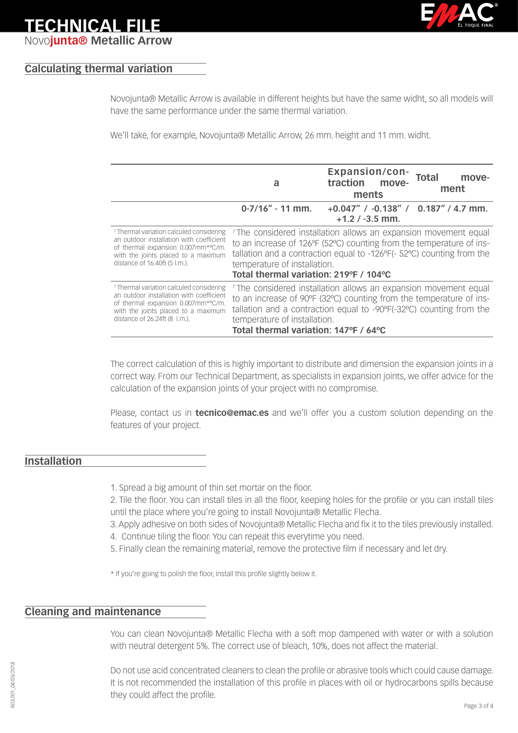# TECHNICAL FILE

Novo**junta®** **Metallic Arrow**

## Calculating thermal variation

Novojunta® Metallic Arrow is available in different heights but have the same widht, so all models will have the same performance under the same thermal variation.

We'll take, for example, Novojunta® Metallic Arrow, 26 mm. height and 11 mm. widht.

| | a | Expansion/contraction movements | Total movement |
|---|---|---|---|
| | 0-7/16" - 11 mm. | +0.047" / -0.138" / +1.2 / -3.5 mm. | 0.187" / 4.7 mm. |
| [1] Thermal variation calculed considering an outdoor installation with coefficient of thermal expansion 0.007mm*ºC/m. with the joints placed to a maximum distance of 16.40ft (5 l.m.). | [1] The considered installation allows an expansion movement equal to an increase of 126ºF (52ºC) counting from the temperature of installation and a contraction equal to -126ºF(- 52ºC) counting from the temperature of installation. **Total thermal variation: 219ºF / 104ºC** | | |
| [1] Thermal variation calculed considering an outdoor installation with coefficient of thermal expansion 0.007mm*ºC/m. with the joints placed to a maximum distance of 26.24ft (8 l.m.). | [1] The considered installation allows an expansion movement equal to an increase of 90ºF (32ºC) counting from the temperature of installation and a contraction equal to -90ºF(-32ºC) counting from the temperature of installation. **Total thermal variation: 147ºF / 64ºC** | | |

The correct calculation of this is highly important to distribute and dimension the expansion joints in a correct way. From our Technical Department, as specialists in expansion joints, we offer advice for the calculation of the expansion joints of your project with no compromise.

Please, contact us in **tecnico@emac.es** and we'll offer you a custom solution depending on the features of your project.

## Installation

1. Spread a big amount of thin set mortar on the floor.
2. Tile the floor. You can install tiles in all the floor, keeping holes for the profile or you can install tiles until the place where you're going to install Novojunta® Metallic Flecha.
3. Apply adhesive on both sides of Novojunta® Metallic Flecha and fix it to the tiles previously installed.
4. Continue tiling the floor. You can repeat this everytime you need.
5. Finally clean the remaining material, remove the protective film if necessary and let dry.

* If you're going to polish the floor, install this profile slightly below it.

## Cleaning and maintenance

You can clean Novojunta® Metallic Flecha with a soft mop dampened with water or with a solution with neutral detergent 5%. The correct use of bleach, 10%, does not affect the material.

Do not use acid concentrated cleaners to clean the profile or abrasive tools which could cause damage. It is not recommended the installation of this profile in places with oil or hydrocarbons spills because they could affect the profile.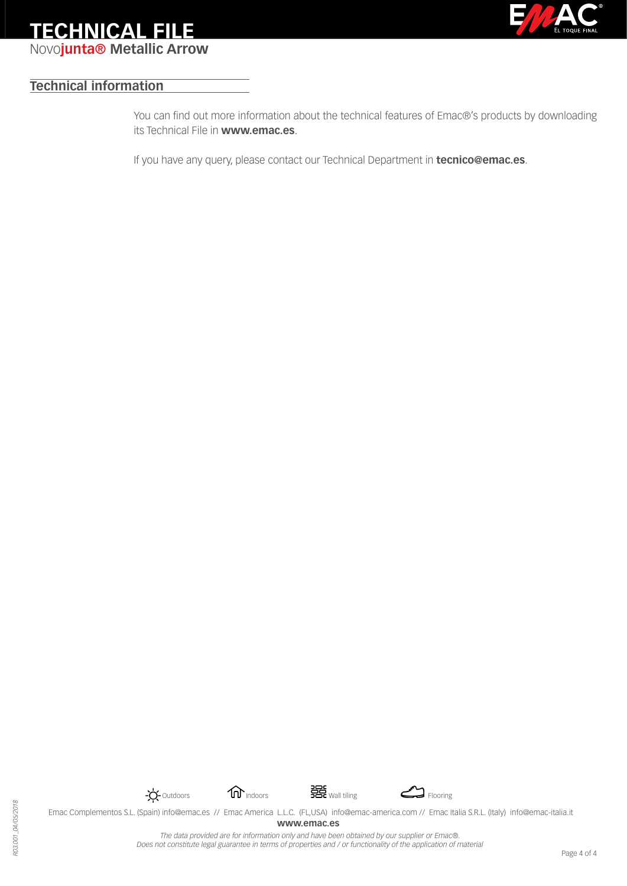## Technical information

You can find out more information about the technical features of Emac®'s products by downloading its Technical File in **www.emac.es**.

If you have any query, please contact our Technical Department in **tecnico@emac.es**.

Outdoors Indoors Wall tiling Flooring

Emac Complementos S.L. (Spain) info@emac.es // Emac America L.L.C. (FL,USA) info@emac-america.com // Emac Italia S.R.L. (Italy) info@emac-italia.it

**www.emac.es**

*The data provided are for information only and have been obtained by our supplier or Emac®.*
*Does not constitute legal guarantee in terms of properties and / or functionality of the application of material*

*R03.001_04/05/2018*